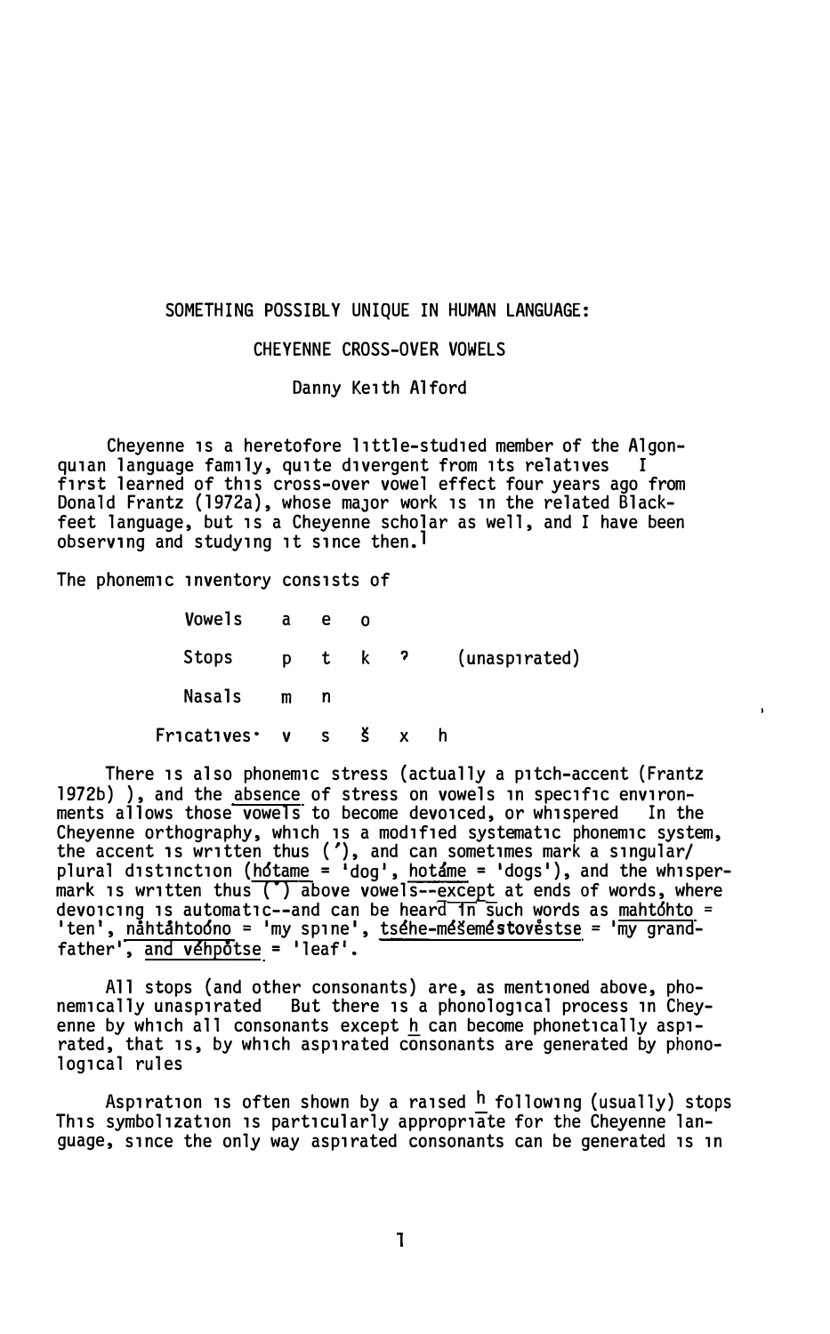# SOMETHING POSSIBLY UNIQUE IN HUMAN LANGUAGE:

## CHEYENNE CROSS-OVER VOWELS

Danny Keith Alford

Cheyenne is a heretofore little-studied member of the Algonquian language family, quite divergent from its relatives. I first learned of this cross-over vowel effect four years ago from Donald Frantz (1972a), whose major work is in the related Blackfeet language, but is a Cheyenne scholar as well, and I have been observing and studying it since then.[1]

The phonemic inventory consists of

| | | | | | | |
|---|---|---|---|---|---|---|
| Vowels | a | e | o | | | |
| Stops | p | t | k | ? | | (unaspirated) |
| Nasals | m | n | | | | |
| Fricatives· | v | s | š | x | h | |

There is also phonemic stress (actually a pitch-accent (Frantz 1972b) ), and the <u>absence</u> of stress on vowels in specific environments allows those <u>vowels</u> to become devoiced, or whispered. In the Cheyenne orthography, which is a modified systematic phonemic system, the accent is written thus (ʹ), and can sometimes mark a singular/plural distinction (<u>hótame</u> = 'dog', <u>hotáme</u> = 'dogs'), and the whisper-mark is written thus (˘) above vowels--<u>except</u> at ends of words, where devoicing is automatic--and can be heard in such words as <u>mahtóhto</u> = 'ten', <u>nȧhtȧhtoóno</u> = 'my spine', <u>tséhe-méšeméstovėstse</u> = 'my grandfather', and <u>véhpȯtse</u> = 'leaf'.

All stops (and other consonants) are, as mentioned above, phonemically unaspirated. But there is a phonological process in Cheyenne by which all consonants except <u>h</u> can become phonetically aspirated, that is, by which aspirated consonants are generated by phonological rules.

Aspiration is often shown by a raised <u>h</u> following (usually) stops. This symbolization is particularly appropriate for the Cheyenne language, since the only way aspirated consonants can be generated is in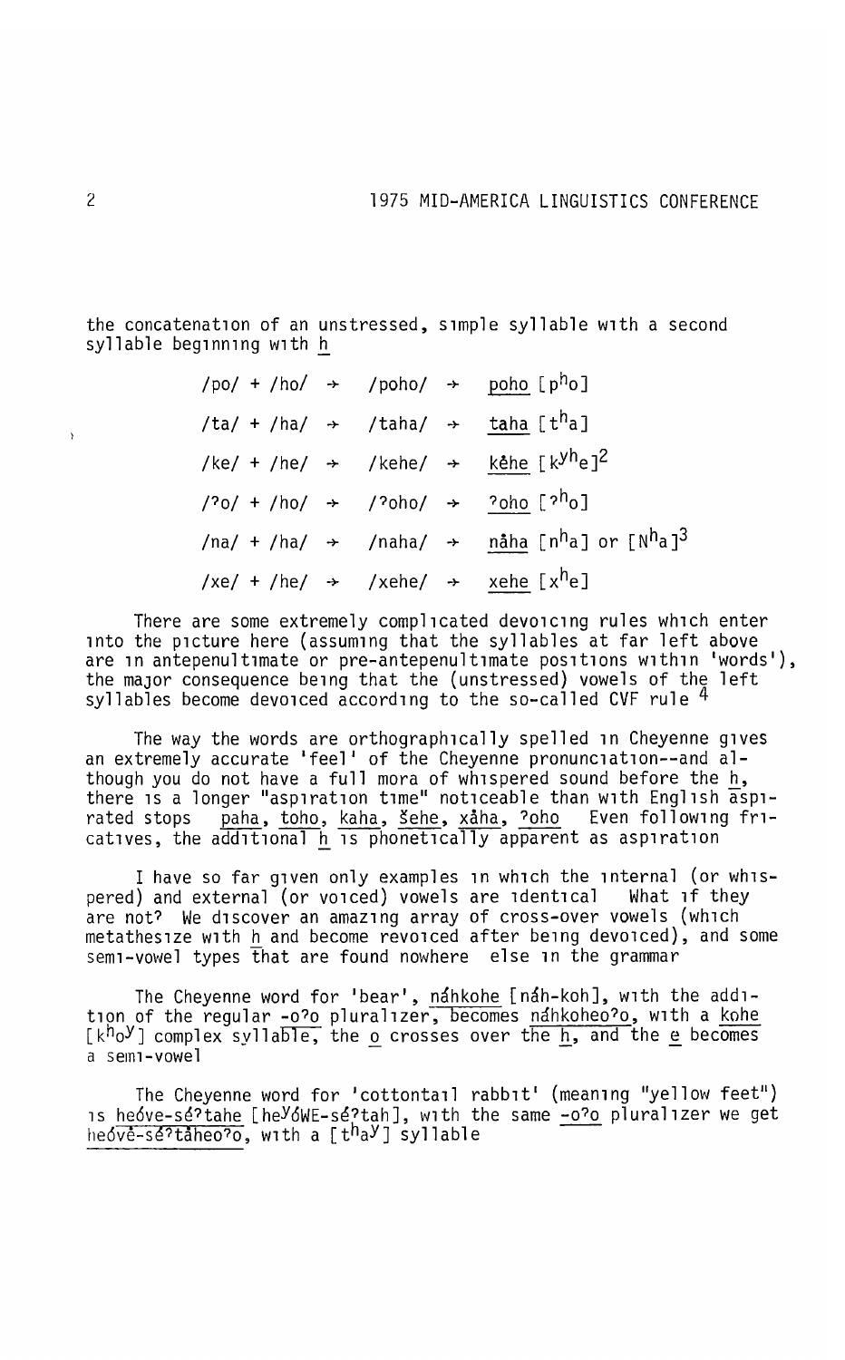the concatenation of an unstressed, simple syllable with a second syllable beginning with h

/po/ + /ho/ → /poho/ → poho [pʰo]

/ta/ + /ha/ → /taha/ → taha [tʰa]

/ke/ + /he/ → /kehe/ → kêhe [kʸʰe][2]

/ʔo/ + /ho/ → /ʔoho/ → ʔoho [ʔʰo]

/na/ + /ha/ → /naha/ → nåha [nʰa] or [Nʰa][3]

/xe/ + /he/ → /xehe/ → xehe [xʰe]

There are some extremely complicated devoicing rules which enter into the picture here (assuming that the syllables at far left above are in antepenultimate or pre-antepenultimate positions within 'words'), the major consequence being that the (unstressed) vowels of the left syllables become devoiced according to the so-called CVF rule [4]

The way the words are orthographically spelled in Cheyenne gives an extremely accurate 'feel' of the Cheyenne pronunciation--and although you do not have a full mora of whispered sound before the h, there is a longer "aspiration time" noticeable than with English aspirated stops paha, toho, kaha, šehe, xåha, ʔoho Even following fricatives, the additional h is phonetically apparent as aspiration

I have so far given only examples in which the internal (or whispered) and external (or voiced) vowels are identical What if they are not? We discover an amazing array of cross-over vowels (which metathesize with h and become revoiced after being devoiced), and some semi-vowel types that are found nowhere else in the grammar

The Cheyenne word for 'bear', náhkohe [náh-koh], with the addition of the regular -oʔo pluralizer, becomes náhkoheoʔo, with a kohe [kʰoʸ] complex syllable, the o crosses over the h, and the e becomes a semi-vowel

The Cheyenne word for 'cottontail rabbit' (meaning "yellow feet") is heóve-séʔtahe [heʸóWE-séʔtah], with the same -oʔo pluralizer we get heóvê-séʔtåheoʔo, with a [tʰaʸ] syllable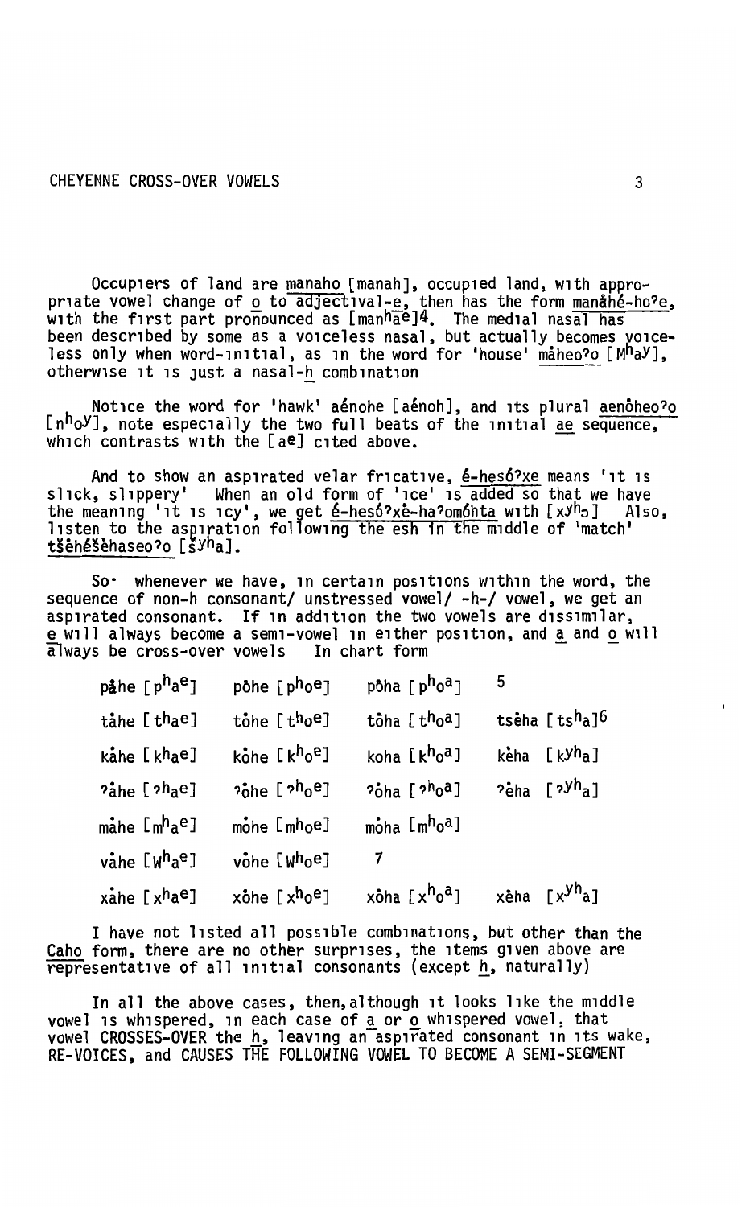Occupiers of land are manaho [manah], occupied land, with appropriate vowel change of o to adjectival-e, then has the form manåhé-ho?e, with the first part pronounced as [man$^{h}$a$^{e}$][4]. The medial nasal has been described by some as a voiceless nasal, but actually becomes voiceless only when word-initial, as in the word for 'house' måheo?o [M$^{h}$a$^{y}$], otherwise it is just a nasal-h combination

Notice the word for 'hawk' aénohe [aénoh], and its plural aenȯheo?o [n$^{h}$o$^{y}$], note especially the two full beats of the initial ae sequence, which contrasts with the [a$^{e}$] cited above.

And to show an aspirated velar fricative, é-hesó?xe means 'it is slick, slippery' When an old form of 'ice' is added so that we have the meaning 'it is icy', we get é-hesó?xė-ha?omóhta with [x$^{y}$h$_{ɔ}$] Also, listen to the aspiration following the esh in the middle of 'match' tšėhéšėhaseo?o [š$^{y}$h$^{a}$].

So· whenever we have, in certain positions within the word, the sequence of non-h consonant/ unstressed vowel/ -h-/ vowel, we get an aspirated consonant. If in addition the two vowels are dissimilar, e will always become a semi-vowel in either position, and a and o will always be cross-over vowels In chart form

| | | | |
|---|---|---|---|
| påhe [p$^{h}$a$^{e}$] | pȯhe [p$^{h}$o$^{e}$] | pȯha [p$^{h}$o$^{a}$] | 5 |
| tåhe [t$^{h}$a$^{e}$] | tȯhe [t$^{h}$o$^{e}$] | tȯha [t$^{h}$o$^{a}$] | tsėha [ts$^{h}$a][6] |
| kåhe [k$^{h}$a$^{e}$] | kȯhe [k$^{h}$o$^{e}$] | koha [k$^{h}$o$^{a}$] | kėha [k$^{y}$h$^{a}$] |
| ?åhe [?$^{h}$a$^{e}$] | ?ȯhe [?$^{h}$o$^{e}$] | ?ȯha [?$^{h}$o$^{a}$] | ?ėha [?$^{y}$h$^{a}$] |
| måhe [m$^{h}$a$^{e}$] | mȯhe [m$^{h}$o$^{e}$] | mȯha [m$^{h}$o$^{a}$] | |
| våhe [W$^{h}$a$^{e}$] | vȯhe [W$^{h}$o$^{e}$] | 7 | |
| xåhe [x$^{h}$a$^{e}$] | xȯhe [x$^{h}$o$^{e}$] | xȯha [x$^{h}$o$^{a}$] | xėha [x$^{y}$h$^{a}$] |

I have not listed all possible combinations, but other than the Caho form, there are no other surprises, the items given above are representative of all initial consonants (except h, naturally)

In all the above cases, then, although it looks like the middle vowel is whispered, in each case of a or o whispered vowel, that vowel CROSSES-OVER the h, leaving an aspirated consonant in its wake, RE-VOICES, and CAUSES THE FOLLOWING VOWEL TO BECOME A SEMI-SEGMENT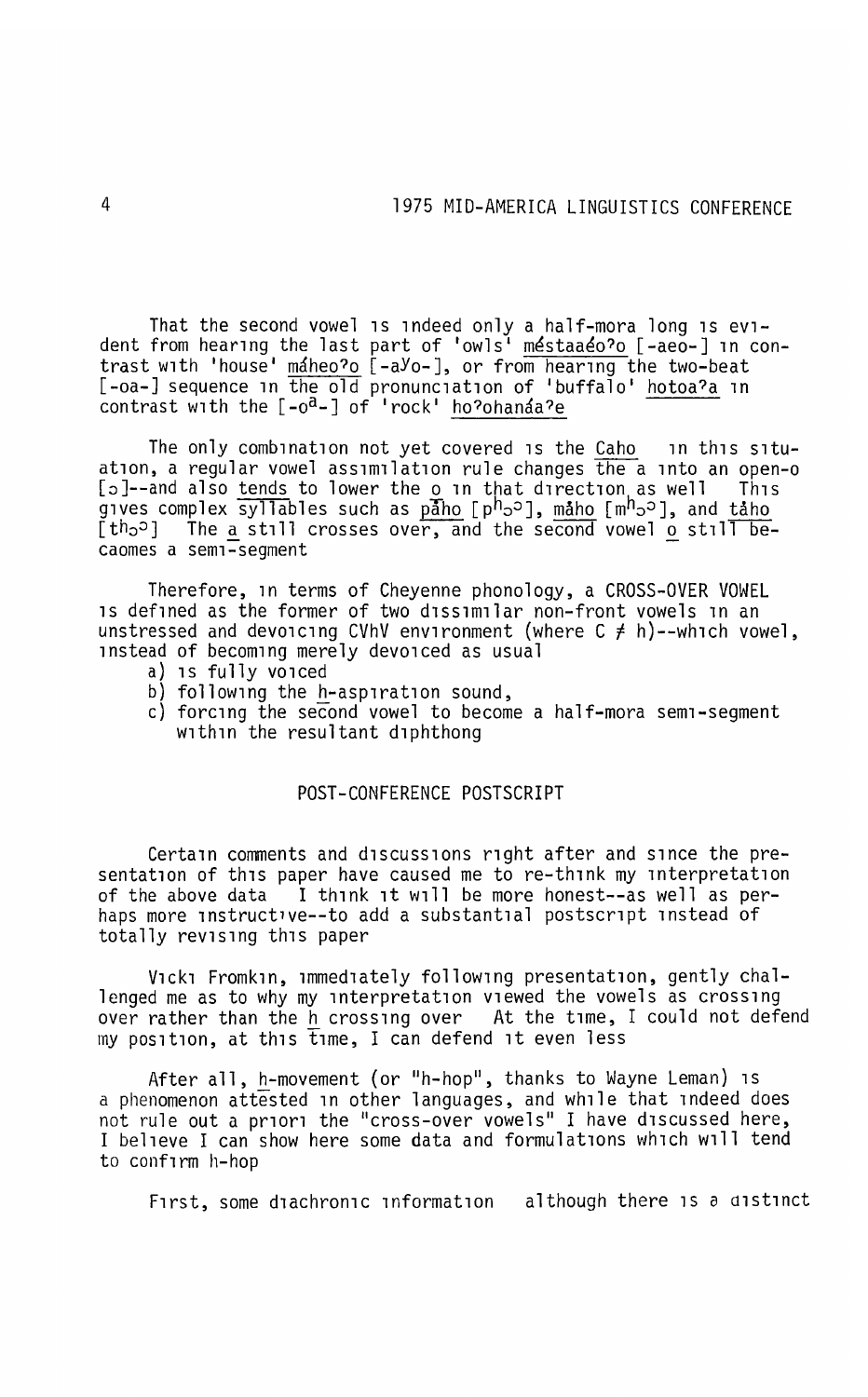That the second vowel is indeed only a half-mora long is evident from hearing the last part of 'owls' <u>méstaaéo?o</u> [-aeo-] in contrast with 'house' <u>máheo?o</u> [-a$^y$o-], or from hearing the two-beat [-oa-] sequence in the old pronunciation of 'buffalo' <u>hotoa?a</u> in contrast with the [-o$^a$-] of 'rock' <u>ho?ohanáa?e</u>

The only combination not yet covered is the <u>Caho</u> in this situation, a regular vowel assimilation rule changes the a into an open-o [ɔ]--and also <u>tends</u> to lower the o in that direction as well This gives complex syllables such as <u>pāho</u> [p$^h$ɔ$^ɔ$], <u>måho</u> [m$^h$ɔ$^ɔ$], and <u>tåho</u> [t$^h$ɔ$^ɔ$] The <u>a</u> still crosses over, and the second vowel <u>o</u> still becaomes a semi-segment

Therefore, in terms of Cheyenne phonology, a CROSS-OVER VOWEL is defined as the former of two dissimilar non-front vowels in an unstressed and devoicing CVhV environment (where C ≠ h)--which vowel, instead of becoming merely devoiced as usual

a) is fully voiced
b) following the <u>h</u>-aspiration sound,
c) forcing the second vowel to become a half-mora semi-segment within the resultant diphthong

## POST-CONFERENCE POSTSCRIPT

Certain comments and discussions right after and since the presentation of this paper have caused me to re-think my interpretation of the above data I think it will be more honest--as well as perhaps more instructive--to add a substantial postscript instead of totally revising this paper

Vicki Fromkin, immediately following presentation, gently challenged me as to why my interpretation viewed the vowels as crossing over rather than the <u>h</u> crossing over At the time, I could not defend my position, at this time, I can defend it even less

After all, <u>h</u>-movement (or "h-hop", thanks to Wayne Leman) is a phenomenon attested in other languages, and while that indeed does not rule out a priori the "cross-over vowels" I have discussed here, I believe I can show here some data and formulations which will tend to confirm h-hop

First, some diachronic information although there is a distinct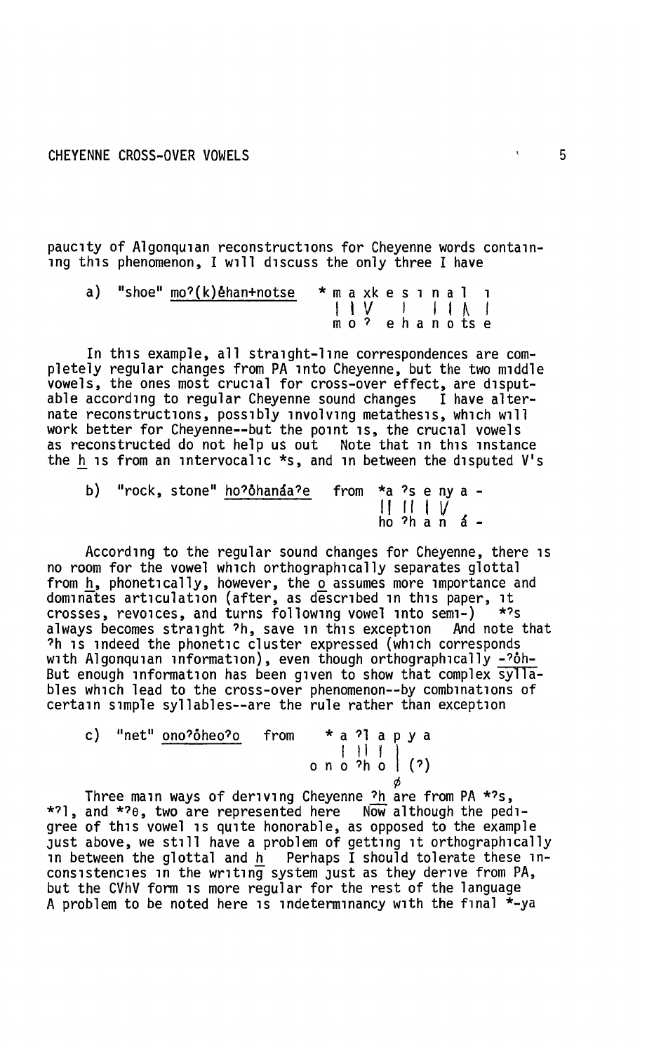paucity of Algonquian reconstructions for Cheyenne words containing this phenomenon, I will discuss the only three I have

a) "shoe" <u>mo?(k)ėhan+notse</u>

```
* m a xk e s i n a l  i
  | | V    |    | | /\ |
  m o ?  e h a n o ts e
```

In this example, all straight-line correspondences are completely regular changes from PA into Cheyenne, but the two middle vowels, the ones most crucial for cross-over effect, are disputable according to regular Cheyenne sound changes  I have alternate reconstructions, possibly involving metathesis, which will work better for Cheyenne--but the point is, the crucial vowels as reconstructed do not help us out  Note that in this instance the <u>h</u> is from an intervocalic *s, and in between the disputed V's

b) "rock, stone" <u>ho?ôhanáa?e</u>  from

```
*a ?s e ny a -
 || || |  V
 ho ?h a n  á -
```

According to the regular sound changes for Cheyenne, there is no room for the vowel which orthographically separates glottal from <u>h</u>, phonetically, however, the <u>o</u> assumes more importance and dominates articulation (after, as described in this paper, it crosses, revoices, and turns following vowel into semi-)  *?s always becomes straight ?h, save in this exception  And note that ?h is indeed the phonetic cluster expressed (which corresponds with Algonquian information), even though orthographically <u>-?ôh-</u> But enough information has been given to show that complex syllables which lead to the cross-over phenomenon--by combinations of certain simple syllables--are the rule rather than exception

c) "net" <u>ono?ôheo?o</u>  from

```
* a ?l a p y a
  |  || |    |
o n o ?h o   | (?)
             ø
```

Three main ways of deriving Cheyenne <u>?h</u> are from PA *?s, *?l, and *?θ, two are represented here  Now although the pedigree of this vowel is quite honorable, as opposed to the example just above, we still have a problem of getting it orthographically in between the glottal and <u>h</u>  Perhaps I should tolerate these inconsistencies in the writing system just as they derive from PA, but the CVhV form is more regular for the rest of the language A problem to be noted here is indeterminancy with the final *-ya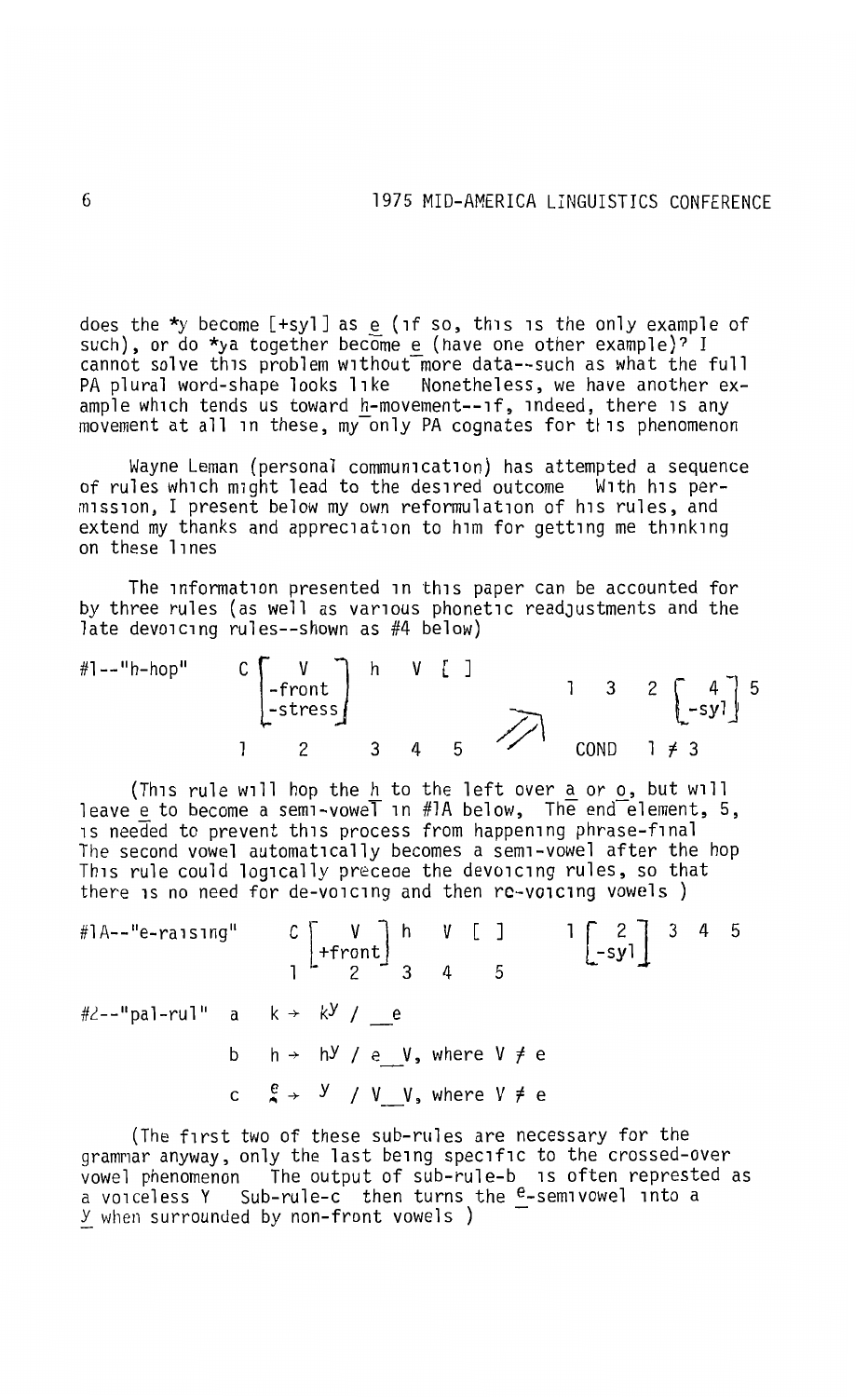does the *y become [+syl] as _e_ (if so, this is the only example of such), or do *ya together become _e_ (have one other example)? I cannot solve this problem without more data--such as what the full PA plural word-shape looks like Nonetheless, we have another example which tends us toward _h_-movement--if, indeed, there is any movement at all in these, my only PA cognates for this phenomenon

Wayne Leman (personal communication) has attempted a sequence of rules which might lead to the desired outcome With his permission, I present below my own reformulation of his rules, and extend my thanks and appreciation to him for getting me thinking on these lines

The information presented in this paper can be accounted for by three rules (as well as various phonetic readjustments and the late devoicing rules--shown as #4 below)

$$\#1\text{--"h-hop"} \quad \underset{1}{C} \underset{2}{\begin{bmatrix} V \\ \text{-front} \\ \text{-stress} \end{bmatrix}} \underset{3}{h} \underset{4}{V} \underset{5}{[\;]} \Rightarrow 1\;3\;2 \begin{bmatrix} 4 \\ \text{-syl} \end{bmatrix} 5 \qquad \text{COND } 1 \neq 3$$

(This rule will hop the _h_ to the left over _a_ or _o_, but will leave _e_ to become a semi-vowel in #1A below, The end element, 5, is needed to prevent this process from happening phrase-final The second vowel automatically becomes a semi-vowel after the hop This rule could logically precede the devoicing rules, so that there is no need for de-voicing and then re-voicing vowels )

$$\#1\text{A--"e-raising"} \quad \underset{1}{C} \underset{2}{\begin{bmatrix} V \\ \text{+front} \end{bmatrix}} \underset{3}{h} \underset{4}{V} \underset{5}{[\;]} \qquad 1 \begin{bmatrix} 2 \\ \text{-syl} \end{bmatrix} 3\;4\;5$$

#2--"pal-rul" a $k \rightarrow k^y$ / \_\_e

b $h \rightarrow h^y$ / e\_\_V, where $V \neq e$

c $\underset{\wedge}{e} \rightarrow {}^y$ / V\_\_V, where $V \neq e$

(The first two of these sub-rules are necessary for the grammar anyway, only the last being specific to the crossed-over vowel phenomenon The output of sub-rule-b is often represted as a voiceless Y Sub-rule-c then turns the $\underline{^e}$-semivowel into a _y_ when surrounded by non-front vowels )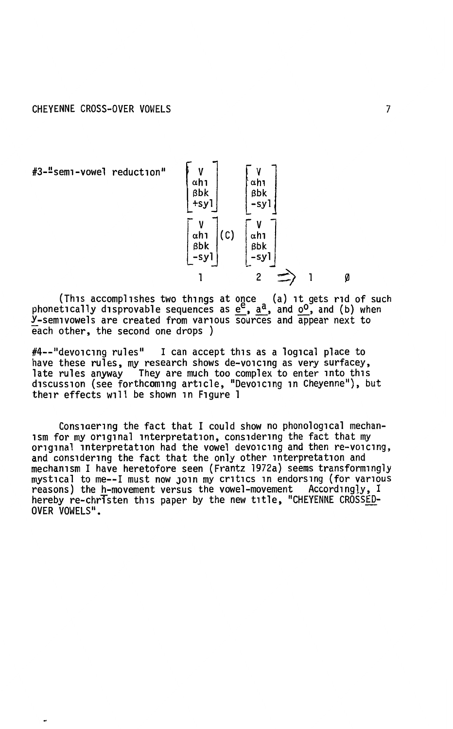#3--"semi-vowel reduction"

$$\begin{bmatrix} V \\ \alpha hi \\ \beta bk \\ +syl \end{bmatrix} \begin{bmatrix} V \\ \alpha hi \\ \beta bk \\ -syl \end{bmatrix}$$

$$\begin{bmatrix} V \\ \alpha hi \\ \beta bk \\ -syl \end{bmatrix} (C) \begin{bmatrix} V \\ \alpha hi \\ \beta bk \\ -syl \end{bmatrix}$$

$$1 \qquad 2 \quad \Rightarrow \quad 1 \qquad \emptyset$$

(This accomplishes two things at once (a) it gets rid of such phonetically disprovable sequences as $\underline{e}^{e}$, $\underline{a}^{a}$, and $\underline{o}^{o}$, and (b) when y-semivowels are created from various sources and appear next to each other, the second one drops )

#4--"devoicing rules" I can accept this as a logical place to have these rules, my research shows de-voicing as very surfacey, late rules anyway They are much too complex to enter into this discussion (see forthcoming article, "Devoicing in Cheyenne"), but their effects will be shown in Figure 1

Considering the fact that I could show no phonological mechanism for my original interpretation, considering the fact that my original interpretation had the vowel devoicing and then re-voicing, and considering the fact that the only other interpretation and mechanism I have heretofore seen (Frantz 1972a) seems transformingly mystical to me--I must now join my critics in endorsing (for various reasons) the h-movement versus the vowel-movement Accordingly, I hereby re-christen this paper by the new title, "CHEYENNE CROSSED-OVER VOWELS".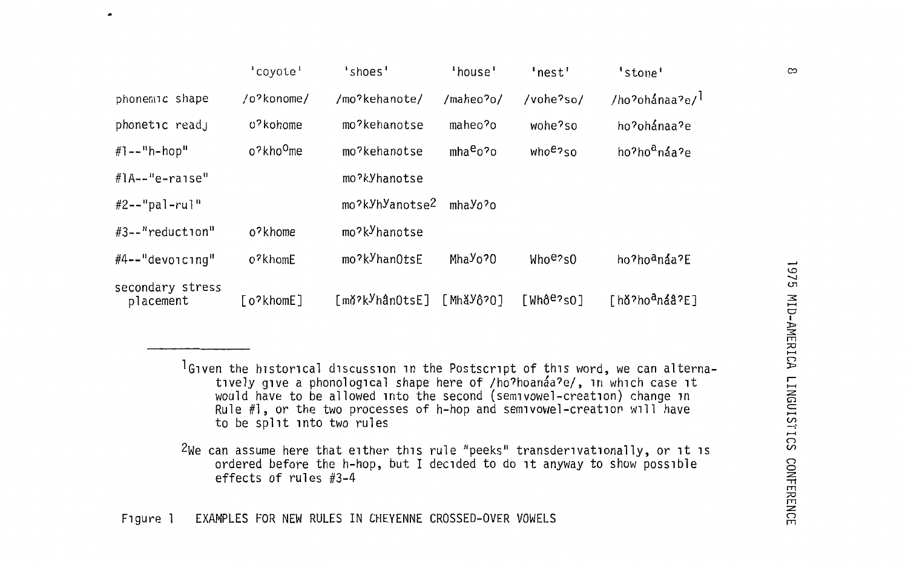| | 'coyote' | 'shoes' | 'house' | 'nest' | 'stone' |
|---|---|---|---|---|---|
| phonemic shape | /o?konome/ | /mo?kehanote/ | /maheo?o/ | /vohe?so/ | /ho?ohánaa?e/[1] |
| phonetic readj | o?kohome | mo?kehanotse | maheo?o | wohe?so | ho?ohánaa?e |
| #1--"h-hop" | o?kho$^{o}$me | mo?kehanotse | mha$^{e}$o?o | who$^{e}$?so | ho?ho$^{a}$náa?e |
| #1A--"e-raise" | | mo?k$^{y}$hanotse | | | |
| #2--"pal-rul" | | mo?k$^{y}$h$^{y}$anotse[2] | mha$^{y}$o?o | | |
| #3--"reduction" | o?khome | mo?k$^{y}$hanotse | | | |
| #4--"devoicing" | o?khomE | mo?k$^{y}$hanOtsE | Mha$^{y}$o?O | Who$^{e}$?sO | ho?ho$^{a}$náa?E |
| secondary stress placement | [o?khomE] | [mŏ?k$^{y}$hânOtsE] | [Mhă$^{y}$ô?O] | [Whô$^{e}$?sO] | [hŏ?ho$^{a}$náâ?E] |

[1]Given the historical discussion in the Postscript of this word, we can alternatively give a phonological shape here of /ho?hoanáa?e/, in which case it would have to be allowed into the second (semivowel-creation) change in Rule #1, or the two processes of h-hop and semivowel-creation will have to be split into two rules

[2]We can assume here that either this rule "peeks" transderivationally, or it is ordered before the h-hop, but I decided to do it anyway to show possible effects of rules #3-4

Figure 1 EXAMPLES FOR NEW RULES IN CHEYENNE CROSSED-OVER VOWELS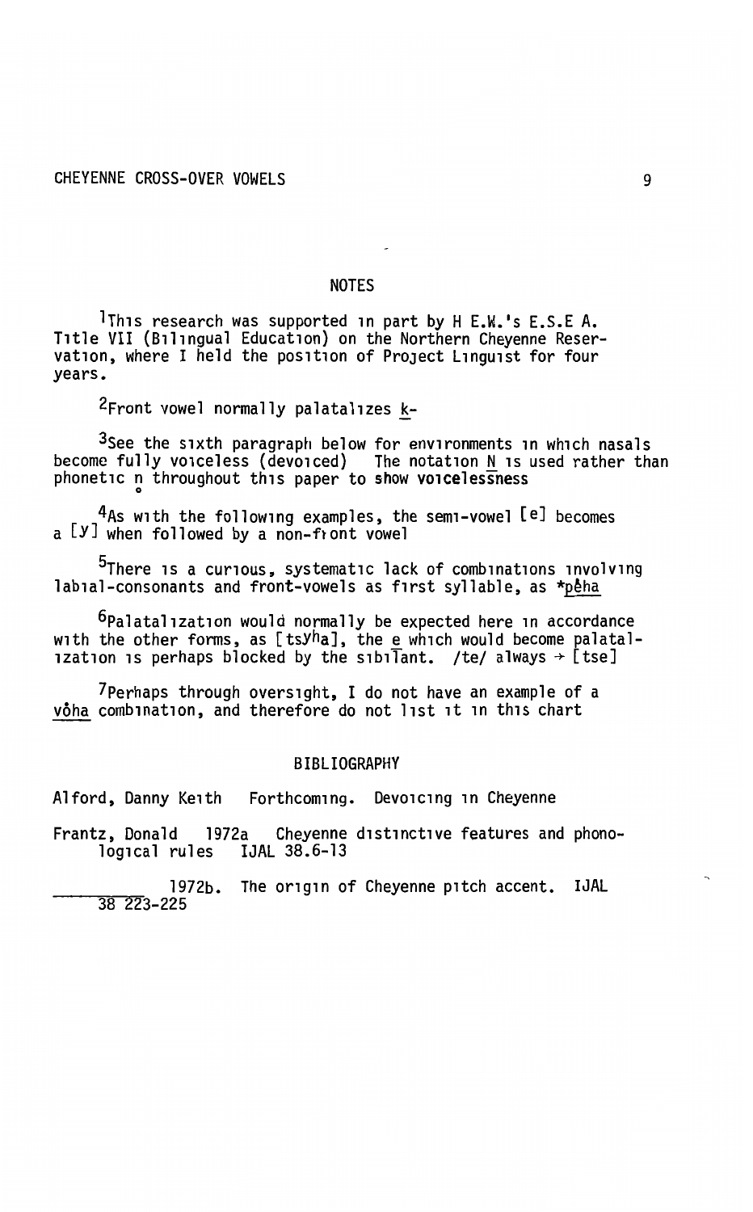## NOTES

[1]This research was supported in part by H.E.W.'s E.S.E.A. Title VII (Bilingual Education) on the Northern Cheyenne Reservation, where I held the position of Project Linguist for four years.

[2]Front vowel normally palatalizes k-

[3]See the sixth paragraph below for environments in which nasals become fully voiceless (devoiced). The notation N is used rather than phonetic n̥ throughout this paper to show voicelessness.

[4]As with the following examples, the semi-vowel [e] becomes a [y] when followed by a non-front vowel

[5]There is a curious, systematic lack of combinations involving labial-consonants and front-vowels as first syllable, as *pe̊ha

[6]Palatalization would normally be expected here in accordance with the other forms, as [tsʸʰa], the e which would become palatalization is perhaps blocked by the sibilant. /te/ always → [tse]

[7]Perhaps through oversight, I do not have an example of a vo̊ha combination, and therefore do not list it in this chart

## BIBLIOGRAPHY

Alford, Danny Keith Forthcoming. Devoicing in Cheyenne

Frantz, Donald 1972a Cheyenne distinctive features and phonological rules IJAL 38.6-13

\_\_\_\_\_\_\_\_\_\_ 1972b. The origin of Cheyenne pitch accent. IJAL 38 223-225